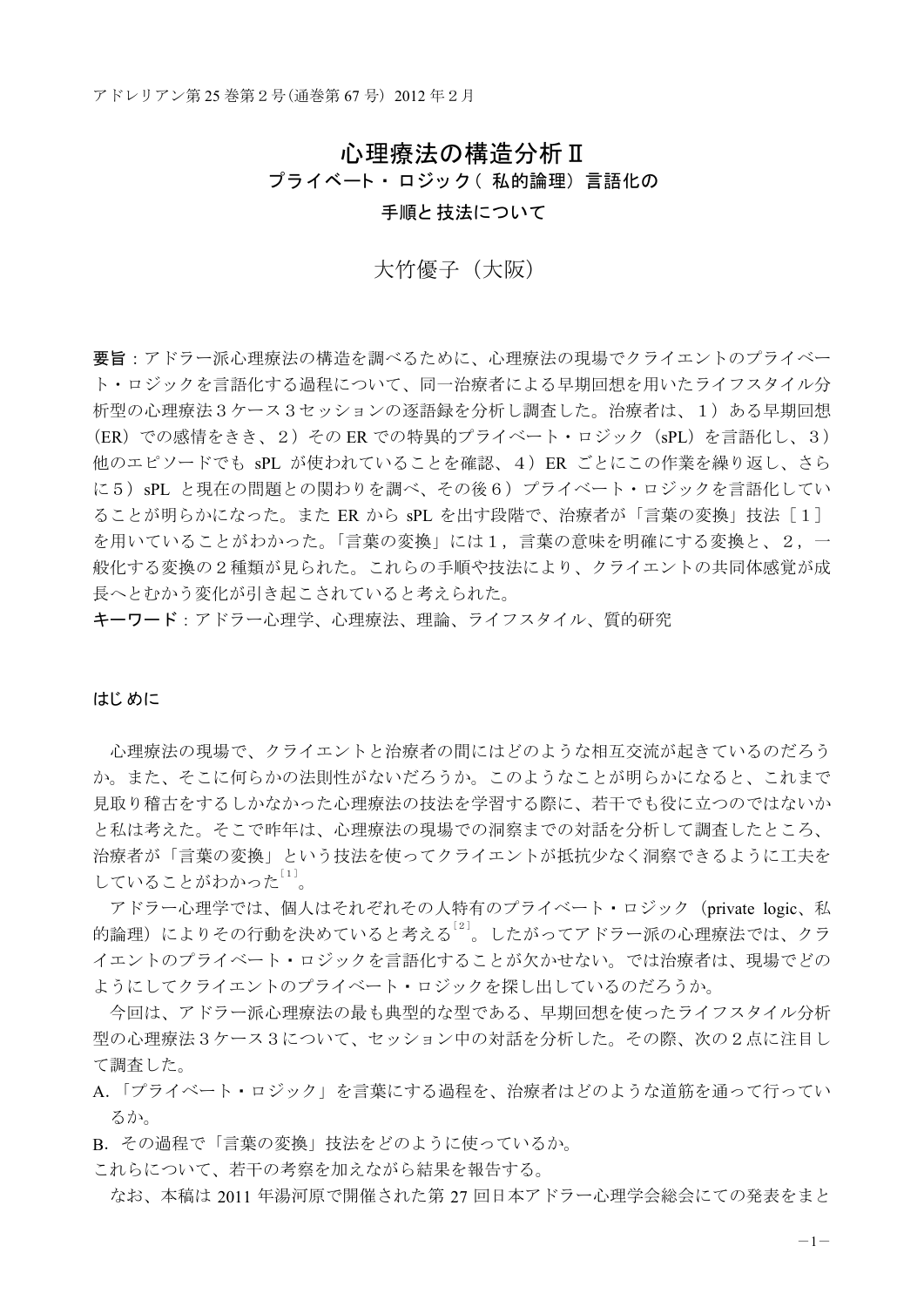# 心理療法の構造分析Ⅱ
## プライベート・ロジック（ 私的論理）言語化の 手順と 技法について

大竹優子（大阪）

**要旨**：アドラー派心理療法の構造を調べるために、心理療法の現場でクライエントのプライベート・ロジックを言語化する過程について、同一治療者による早期回想を用いたライフスタイル分析型の心理療法３ケース３セッションの逐語録を分析し調査した。治療者は、１）ある早期回想（ER）での感情をきき、２）その ER での特異的プライベート・ロジック（sPL）を言語化し、３）他のエピソードでも sPL が使われていることを確認、４）ER ごとにこの作業を繰り返し、さらに５）sPL と現在の問題との関わりを調べ、その後６）プライベート・ロジックを言語化していることが明らかになった。また ER から sPL を出す段階で、治療者が「言葉の変換」技法［１］を用いていることがわかった。「言葉の変換」には１，言葉の意味を明確にする変換と、２，一般化する変換の２種類が見られた。これらの手順や技法により、クライエントの共同体感覚が成長へとむかう変化が引き起こされていると考えられた。

**キーワード**：アドラー心理学、心理療法、理論、ライフスタイル、質的研究

## はじめに

心理療法の現場で、クライエントと治療者の間にはどのような相互交流が起きているのだろうか。また、そこに何らかの法則性がないだろうか。このようなことが明らかになると、これまで見取り稽古をするしかなかった心理療法の技法を学習する際に、若干でも役に立つのではないかと私は考えた。そこで昨年は、心理療法の現場での洞察までの対話を分析して調査したところ、治療者が「言葉の変換」という技法を使ってクライエントが抵抗少なく洞察できるように工夫をしていることがわかった[1]。

アドラー心理学では、個人はそれぞれその人特有のプライベート・ロジック（private logic、私的論理）によりその行動を決めていると考える[2]。したがってアドラー派の心理療法では、クライエントのプライベート・ロジックを言語化することが欠かせない。では治療者は、現場でどのようにしてクライエントのプライベート・ロジックを探し出しているのだろうか。

今回は、アドラー派心理療法の最も典型的な型である、早期回想を使ったライフスタイル分析型の心理療法３ケース３について、セッション中の対話を分析した。その際、次の２点に注目して調査した。

A.「プライベート・ロジック」を言葉にする過程を、治療者はどのような道筋を通って行っているか。

B. その過程で「言葉の変換」技法をどのように使っているか。

これらについて、若干の考察を加えながら結果を報告する。

なお、本稿は 2011 年湯河原で開催された第 27 回日本アドラー心理学会総会にての発表をまと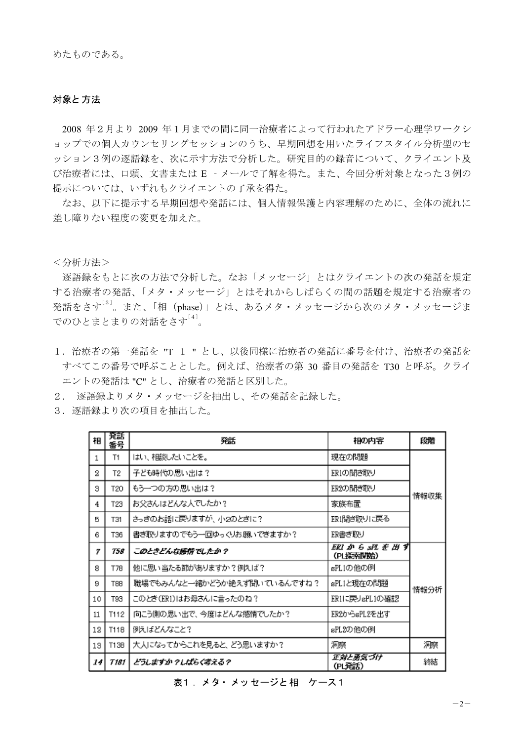めたものである。

## 対象と方法

2008 年２月より 2009 年１月までの間に同一治療者によって行われたアドラー心理学ワークショップでの個人カウンセリングセッションのうち、早期回想を用いたライフスタイル分析型のセッション３例の逐語録を、次に示す方法で分析した。研究目的の録音について、クライエント及び治療者には、口頭、文書または E －メールで了解を得た。また、今回分析対象となった３例の提示については、いずれもクライエントの了承を得た。

なお、以下に提示する早期回想や発話には、個人情報保護と内容理解のために、全体の流れに差し障りない程度の変更を加えた。

＜分析方法＞

逐語録をもとに次の方法で分析した。なお「メッセージ」とはクライエントの次の発話を規定する治療者の発話、「メタ・メッセージ」とはそれからしばらくの間の話題を規定する治療者の発話をさす[3]。また、「相（phase)」とは、あるメタ・メッセージから次のメタ・メッセージまでのひとまとまりの対話をさす[4]。

1．治療者の第一発話を "T １ " とし、以後同様に治療者の発話に番号を付け、治療者の発話をすべてこの番号で呼ぶこととした。例えば、治療者の第 30 番目の発話を T30 と呼ぶ。クライエントの発話は "C" とし、治療者の発話と区別した。
2． 逐語録よりメタ・メッセージを抽出し、その発話を記録した。
3．逐語録より次の項目を抽出した。

| 相 | 発話番号 | 発話 | 相の内容 | 段階 |
|---|---|---|---|---|
| 1 | T1 | はい、相談したいことを。 | 現在の問題 | 情報収集 |
| 2 | T2 | 子ども時代の思い出は？ | ER1の聞き取り | |
| 3 | T20 | もう一つの方の思い出は？ | ER2の聞き取り | |
| 4 | T23 | お父さんはどんな人でしたか？ | 家族布置 | |
| 5 | T31 | さっきのお話に戻りますが、小2のときに？ | ER1聞き取りに戻る | |
| 6 | T36 | 書き取りますのでもう一回ゆっくりお願いできますか？ | ER書き取り | |
| ***7*** | ***T58*** | ***このときどんな感情でしたか？*** | ***ER1からsPLを出す（PL探索開始）*** | 情報分析 |
| 8 | T78 | 他に思い当たる節がありますか？例えば？ | sPL1の他の例 | |
| 9 | T88 | 職場でもみんなと一緒かどうか絶えず闘いているんですね？ | sPL1と現在の問題 | |
| 10 | T93 | このとき(ER1)はお母さんに言ったのね？ | ER1に戻りsPL1の確認 | |
| 11 | T112 | 向こう側の思い出で、今度はどんな感情でしたか？ | ER2からsPL2を出す | |
| 12 | T118 | 例えばどんなこと？ | sPL2の他の例 | |
| 13 | T138 | 大人になってからこれを見ると、どう思いますか？ | 洞察 | 洞察 |
| ***14*** | ***T181*** | ***どうしますか？しばらく考える？*** | ***正対と勇気づけ（PL発話）*** | 終結 |

表1．メタ・メッセージと相　ケース1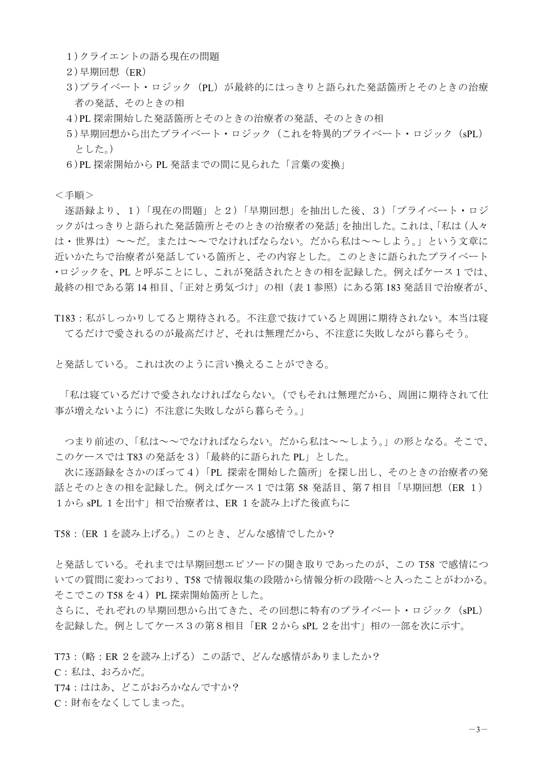1）クライエントの語る現在の問題

2）早期回想（ER）

3）プライベート・ロジック（PL）が最終的にはっきりと語られた発話箇所とそのときの治療者の発話、そのときの相

4）PL 探索開始した発話箇所とそのときの治療者の発話、そのときの相

5）早期回想から出たプライベート・ロジック（これを特異的プライベート・ロジック（sPL）とした。）

6）PL 探索開始から PL 発話までの間に見られた「言葉の変換」

＜手順＞

逐語録より、1）「現在の問題」と2）「早期回想」を抽出した後、3）「プライベート・ロジックがはっきりと語られた発話箇所とそのときの治療者の発話」を抽出した。これは、「私は（人々は・世界は）～～だ。または～～でなければならない。だから私は～～しよう。」という文章に近いかたちで治療者が発話している箇所と、その内容とした。このときに語られたプライベート・ロジックを、PL と呼ぶことにし、これが発話されたときの相を記録した。例えばケース１では、最終の相である第 14 相目、「正対と勇気づけ」の相（表１参照）にある第 183 発話目で治療者が、

T183：私がしっかりしてると期待される。不注意で抜けていると周囲に期待されない。本当は寝てるだけで愛されるのが最高だけど、それは無理だから、不注意に失敗しながら暮らそう。

と発話している。これは次のように言い換えることができる。

「私は寝ているだけで愛されなければならない。（でもそれは無理だから、周囲に期待されて仕事が増えないように）不注意に失敗しながら暮らそう。」

つまり前述の、「私は～～でなければならない。だから私は～～しよう。」の形となる。そこで、このケースでは T83 の発話を３）「最終的に語られた PL」とした。

次に逐語録をさかのぼって４）「PL 探索を開始した箇所」を探し出し、そのときの治療者の発話とそのときの相を記録した。例えばケース１では第 58 発話目、第７相目「早期回想（ER １）１から sPL １を出す」相で治療者は、ER １を読み上げた後直ちに

T58：（ER １を読み上げる。）このとき、どんな感情でしたか？

と発話している。それまでは早期回想エピソードの聞き取りであったのが、この T58 で感情についての質問に変わっており、T58 で情報収集の段階から情報分析の段階へと入ったことがわかる。そこでこの T58 を４）PL 探索開始箇所とした。

さらに、それぞれの早期回想から出てきた、その回想に特有のプライベート・ロジック（sPL）を記録した。例としてケース３の第８相目「ER ２から sPL ２を出す」相の一部を次に示す。

T73：（略：ER ２を読み上げる）この話で、どんな感情がありましたか？

C：私は、おろかだ。

T74：ははあ、どこがおろかなんですか？

C：財布をなくしてしまった。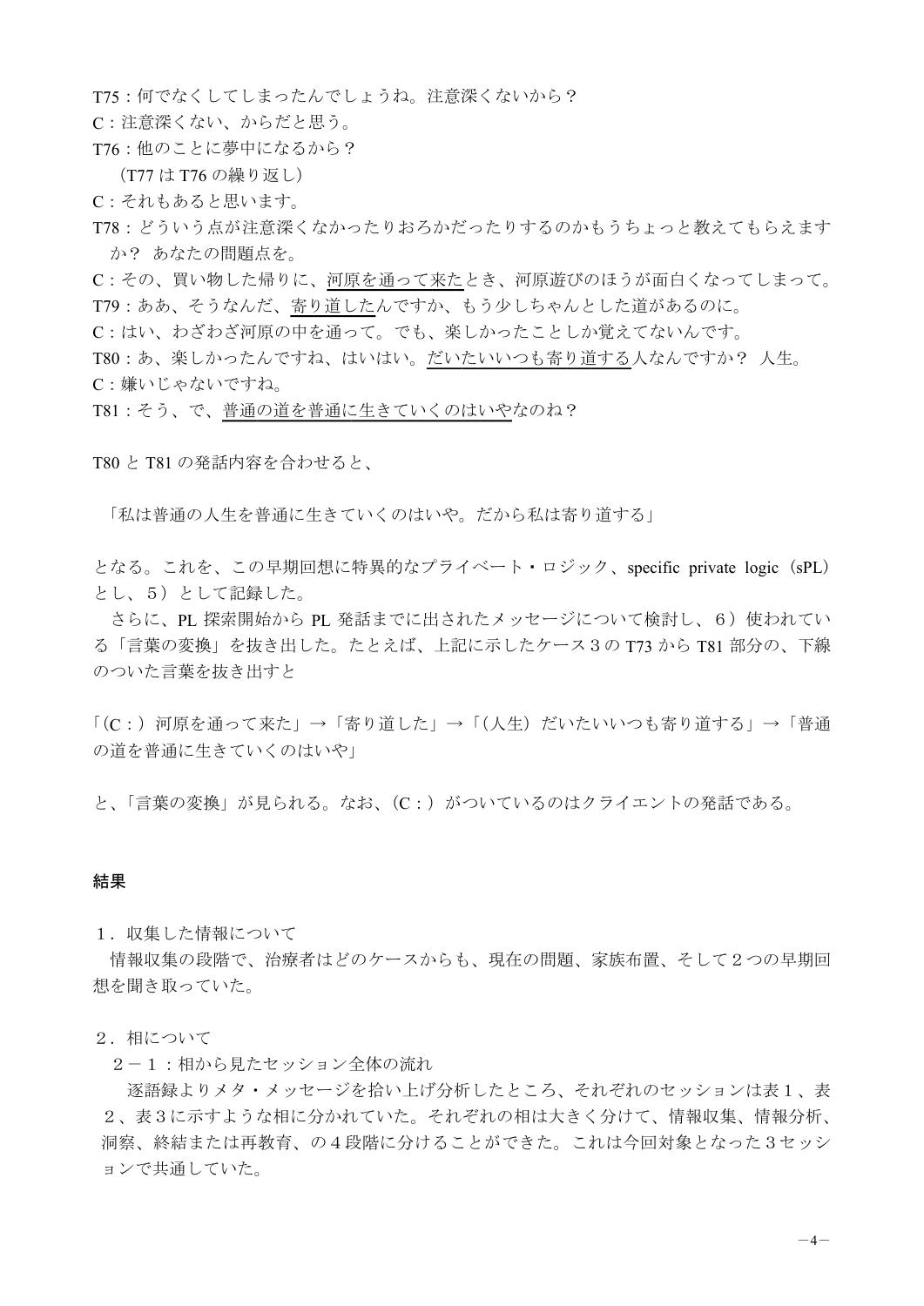T75：何でなくしてしまったんでしょうね。注意深くないから？

C：注意深くない、からだと思う。

T76：他のことに夢中になるから？

（T77 は T76 の繰り返し）

C：それもあると思います。

T78：どういう点が注意深くなかったりおろかだったりするのかもうちょっと教えてもらえますか？ あなたの問題点を。

C：その、買い物した帰りに、<u>河原を通って来た</u>とき、河原遊びのほうが面白くなってしまって。

T79：ああ、そうなんだ、<u>寄り道した</u>んですか、もう少しちゃんとした道があるのに。

C：はい、わざわざ河原の中を通って。でも、楽しかったことしか覚えてないんです。

T80：あ、楽しかったんですね、はいはい。<u>だいたいいつも寄り道する</u>人なんですか？ 人生。

C：嫌いじゃないですね。

T81：そう、で、<u>普通の道を普通に生きていくのはいや</u>なのね？

T80 と T81 の発話内容を合わせると、

「私は普通の人生を普通に生きていくのはいや。だから私は寄り道する」

となる。これを、この早期回想に特異的なプライベート・ロジック、specific private logic（sPL）とし、5）として記録した。

さらに、PL 探索開始から PL 発話までに出されたメッセージについて検討し、6）使われている「言葉の変換」を抜き出した。たとえば、上記に示したケース３の T73 から T81 部分の、下線のついた言葉を抜き出すと

「（C：）河原を通って来た」→「寄り道した」→「（人生）だいたいいつも寄り道する」→「普通の道を普通に生きていくのはいや」

と、「言葉の変換」が見られる。なお、（C：）がついているのはクライエントの発話である。

## 結果

１．収集した情報について

情報収集の段階で、治療者はどのケースからも、現在の問題、家族布置、そして２つの早期回想を聞き取っていた。

２．相について

２－１：相から見たセッション全体の流れ

逐語録よりメタ・メッセージを拾い上げ分析したところ、それぞれのセッションは表１、表２、表３に示すような相に分かれていた。それぞれの相は大きく分けて、情報収集、情報分析、洞察、終結または再教育、の４段階に分けることができた。これは今回対象となった３セッションで共通していた。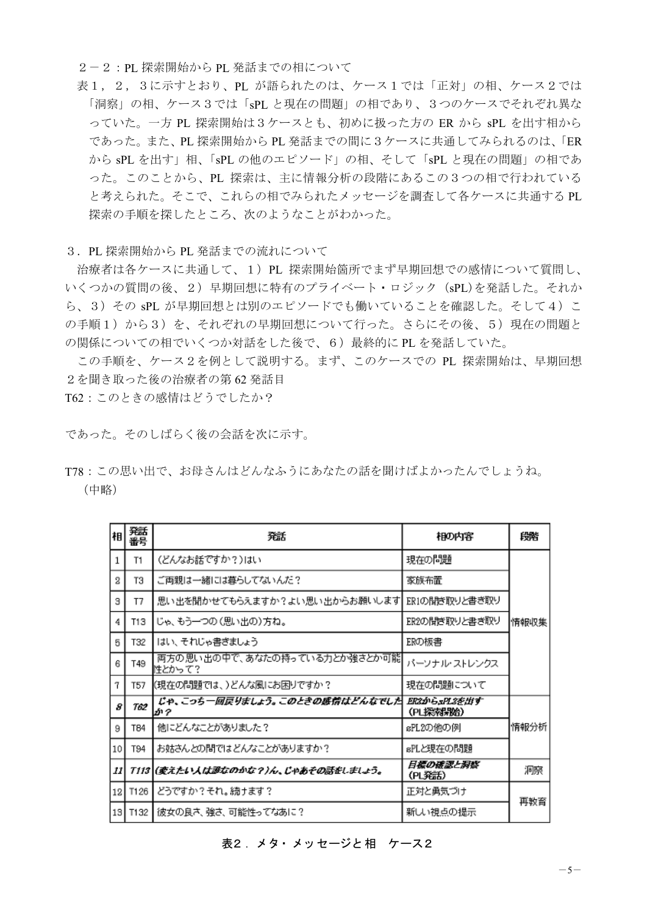２－２：PL 探索開始から PL 発話までの相について

表１，２，３に示すとおり、PL が語られたのは、ケース１では「正対」の相、ケース２では「洞察」の相、ケース３では「sPL と現在の問題」の相であり、３つのケースでそれぞれ異なっていた。一方 PL 探索開始は３ケースとも、初めに扱った方の ER から sPL を出す相からであった。また、PL 探索開始から PL 発話までの間に３ケースに共通してみられるのは、「ER から sPL を出す」相、「sPL の他のエピソード」の相、そして「sPL と現在の問題」の相であった。このことから、PL 探索は、主に情報分析の段階にあるこの３つの相で行われていると考えられた。そこで、これらの相でみられたメッセージを調査して各ケースに共通する PL 探索の手順を探したところ、次のようなことがわかった。

３．PL 探索開始から PL 発話までの流れについて

治療者は各ケースに共通して、１）PL 探索開始箇所でまず早期回想での感情について質問し、いくつかの質問の後、２）早期回想に特有のプライベート・ロジック（sPL)を発話した。それから、３）その sPL が早期回想とは別のエピソードでも働いていることを確認した。そして４）この手順１）から３）を、それぞれの早期回想について行った。さらにその後、５）現在の問題との関係についての相でいくつか対話をした後で、６）最終的に PL を発話していた。

この手順を、ケース２を例として説明する。まず、このケースでの PL 探索開始は、早期回想２を聞き取った後の治療者の第 62 発話目

T62：このときの感情はどうでしたか？

であった。そのしばらく後の会話を次に示す。

T78：この思い出で、お母さんはどんなふうにあなたの話を聞けばよかったんでしょうね。
（中略）

| 相 | 発話番号 | 発話 | 相の内容 | 段階 |
|---|---|---|---|---|
| 1 | T1 | （どんなお話ですか？）はい | 現在の問題 | 情報収集 |
| 2 | T3 | ご両親は一緒には暮らしてないんだ？ | 家族布置 | |
| 3 | T7 | 思い出を聞かせてもらえますか？よい思い出からお願いします | ER1の聞き取りと書き取り | |
| 4 | T13 | じゃ、もう一つの（思い出の）方ね。 | ER2の聞き取りと書き取り | |
| 5 | T32 | はい、それじゃ書きましょう | ERの板書 | |
| 6 | T49 | 両方の思い出の中で、あなたの持っている力とか強さとか可能性とかって？ | パーソナル・ストレンクス | |
| 7 | T57 | (現在の問題では、)どんな風にお困りですか？ | 現在の問題について | |
| ***8*** | ***T62*** | ***じゃ、こっち一回戻りましょう。このときの感情はどんなでしたか？*** | ***ER2からsPL2を出す（PL探索開始）*** | 情報分析 |
| 9 | T84 | 他にどんなことがありました？ | sPL2の他の例 | |
| 10 | T94 | お姑さんとの間ではどんなことがありますか？ | sPLと現在の問題 | |
| ***11*** | ***T113*** | ***(変えたい人は誰なのかな？)ん、じゃあその話をしましょう。*** | ***目標の確認と洞察（PL発話）*** | 洞察 |
| 12 | T126 | どうですか？それ。続けます？ | 正対と勇気づけ | 再教育 |
| 13 | T132 | 彼女の良さ、強さ、可能性ってなあに？ | 新しい視点の提示 | |

表２．メタ・メッセージと相　ケース２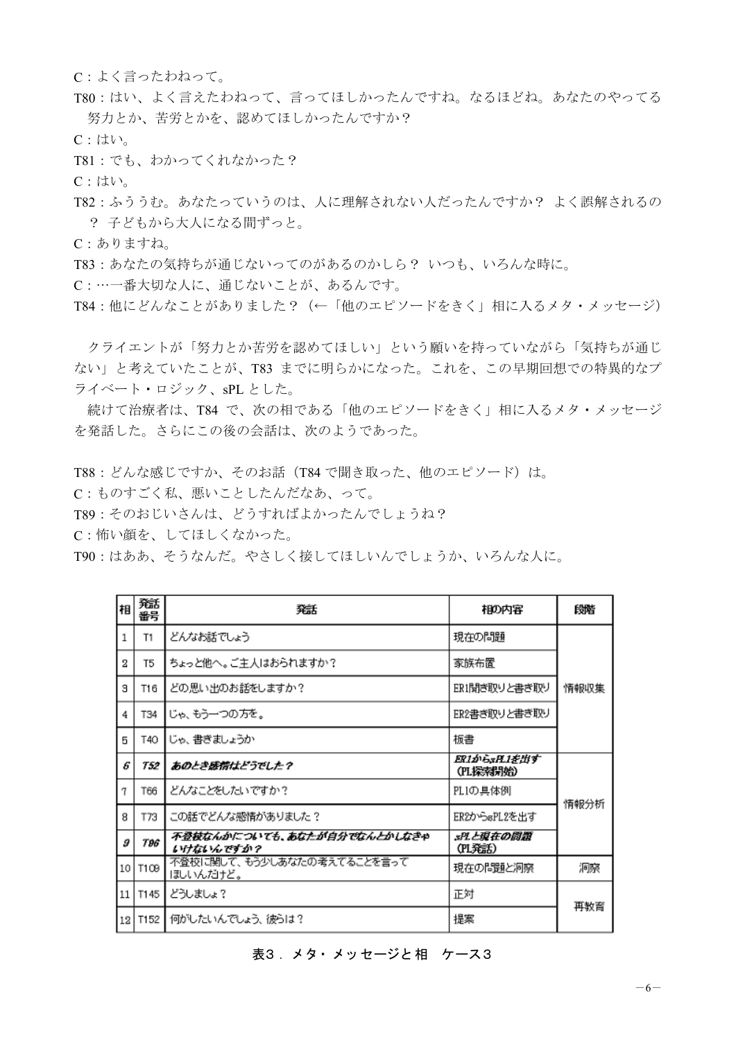C：よく言ったわねって。

T80：はい、よく言えたわねって、言ってほしかったんですね。なるほどね。あなたのやってる努力とか、苦労とかを、認めてほしかったんですか？

C：はい。

T81：でも、わかってくれなかった？

C：はい。

T82：ふううむ。あなたっていうのは、人に理解されない人だったんですか？ よく誤解されるの？ 子どもから大人になる間ずっと。

C：ありますね。

T83：あなたの気持ちが通じないってのがあるのかしら？ いつも、いろんな時に。

C：…一番大切な人に、通じないことが、あるんです。

T84：他にどんなことがありました？（←「他のエピソードをきく」相に入るメタ・メッセージ）

クライエントが「努力とか苦労を認めてほしい」という願いを持っていながら「気持ちが通じない」と考えていたことが、T83 までに明らかになった。これを、この早期回想での特異的なプライベート・ロジック、sPL とした。

続けて治療者は、T84 で、次の相である「他のエピソードをきく」相に入るメタ・メッセージを発話した。さらにこの後の会話は、次のようであった。

T88：どんな感じですか、そのお話（T84 で聞き取った、他のエピソード）は。

C：ものすごく私、悪いことしたんだなあ、って。

T89：そのおじいさんは、どうすればよかったんでしょうね？

C：怖い顔を、してほしくなかった。

T90：はああ、そうなんだ。やさしく接してほしいんでしょうか、いろんな人に。

| 相 | 発話番号 | 発話 | 相の内容 | 段階 |
|---|---|---|---|---|
| 1 | T1 | どんなお話でしょう | 現在の問題 | 情報収集 |
| 2 | T5 | ちょっと他へ。ご主人はおられますか？ | 家族布置 | |
| 3 | T16 | どの思い出のお話をしますか？ | ER1聞き取りと書き取り | |
| 4 | T34 | じゃ、もう一つの方を。 | ER2書き取りと書き取り | |
| 5 | T40 | じゃ、書きましょうか | 板書 | |
| ***6*** | ***T52*** | ***あのとき感情はどうでした？*** | ***ER1からsPL1を出す（PL探索開始）*** | 情報分析 |
| 7 | T66 | どんなことをしたいですか？ | PL1の具体例 | |
| 8 | T73 | この話でどんな感情がありました？ | ER2からsPL2を出す | |
| ***9*** | ***T96*** | ***不登校なんかについても、あなたが自分でなんとかしなきゃいけないんですか？*** | ***sPLと現在の問題（PL発話）*** | |
| 10 | T109 | 不登校に関して、もう少しあなたの考えてることを言ってほしいんだけど。 | 現在の問題と洞察 | 洞察 |
| 11 | T145 | どうしましょ？ | 正対 | 再教育 |
| 12 | T152 | 何がしたいんでしょう、彼らは？ | 提案 | |

表３．メタ・メッセージと相　ケース３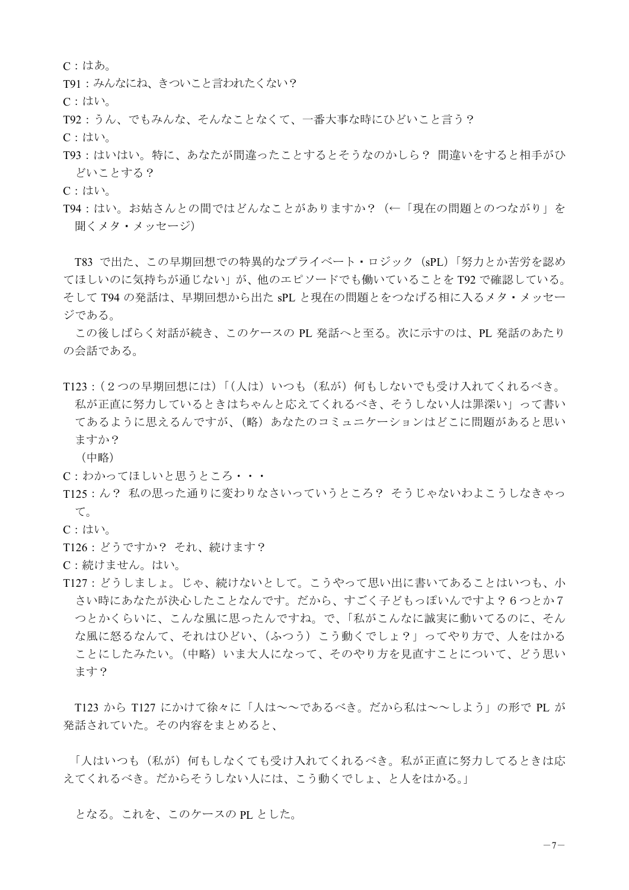C：はあ。

T91：みんなにね、きついこと言われたくない？

C：はい。

T92：うん、でもみんな、そんなことなくて、一番大事な時にひどいこと言う？

C：はい。

T93：はいはい。特に、あなたが間違ったことするとそうなのかしら？ 間違いをすると相手がひどいことする？

C：はい。

T94：はい。お姑さんとの間ではどんなことがありますか？（←「現在の問題とのつながり」を聞くメタ・メッセージ）

T83 で出た、この早期回想での特異的なプライベート・ロジック（sPL）「努力とか苦労を認めてほしいのに気持ちが通じない」が、他のエピソードでも働いていることを T92 で確認している。そして T94 の発話は、早期回想から出た sPL と現在の問題とをつなげる相に入るメタ・メッセージである。

この後しばらく対話が続き、このケースの PL 発話へと至る。次に示すのは、PL 発話のあたりの会話である。

T123：（２つの早期回想には）「（人は）いつも（私が）何もしないでも受け入れてくれるべき。私が正直に努力しているときはちゃんと応えてくれるべき、そうしない人は罪深い」って書いてあるように思えるんですが、（略）あなたのコミュニケーションはどこに問題があると思いますか？

（中略）

C：わかってほしいと思うところ・・・

T125：ん？ 私の思った通りに変わりなさいっていうところ？ そうじゃないわよこうしなきゃって。

C：はい。

T126：どうですか？ それ、続けます？

C：続けません。はい。

T127：どうしましょ。じゃ、続けないとして。こうやって思い出に書いてあることはいつも、小さい時にあなたが決心したことなんです。だから、すごく子どもっぽいんですよ？６つとか７つとかくらいに、こんな風に思ったんですね。で、「私がこんなに誠実に動いてるのに、そんな風に怒るなんて、それはひどい、（ふつう）こう動くでしょ？」ってやり方で、人をはかることにしたみたい。（中略）いま大人になって、そのやり方を見直すことについて、どう思います？

T123 から T127 にかけて徐々に「人は～～であるべき。だから私は～～しよう」の形で PL が発話されていた。その内容をまとめると、

「人はいつも（私が）何もしなくても受け入れてくれるべき。私が正直に努力してるときは応えてくれるべき。だからそうしない人には、こう動くでしょ、と人をはかる。」

となる。これを、このケースの PL とした。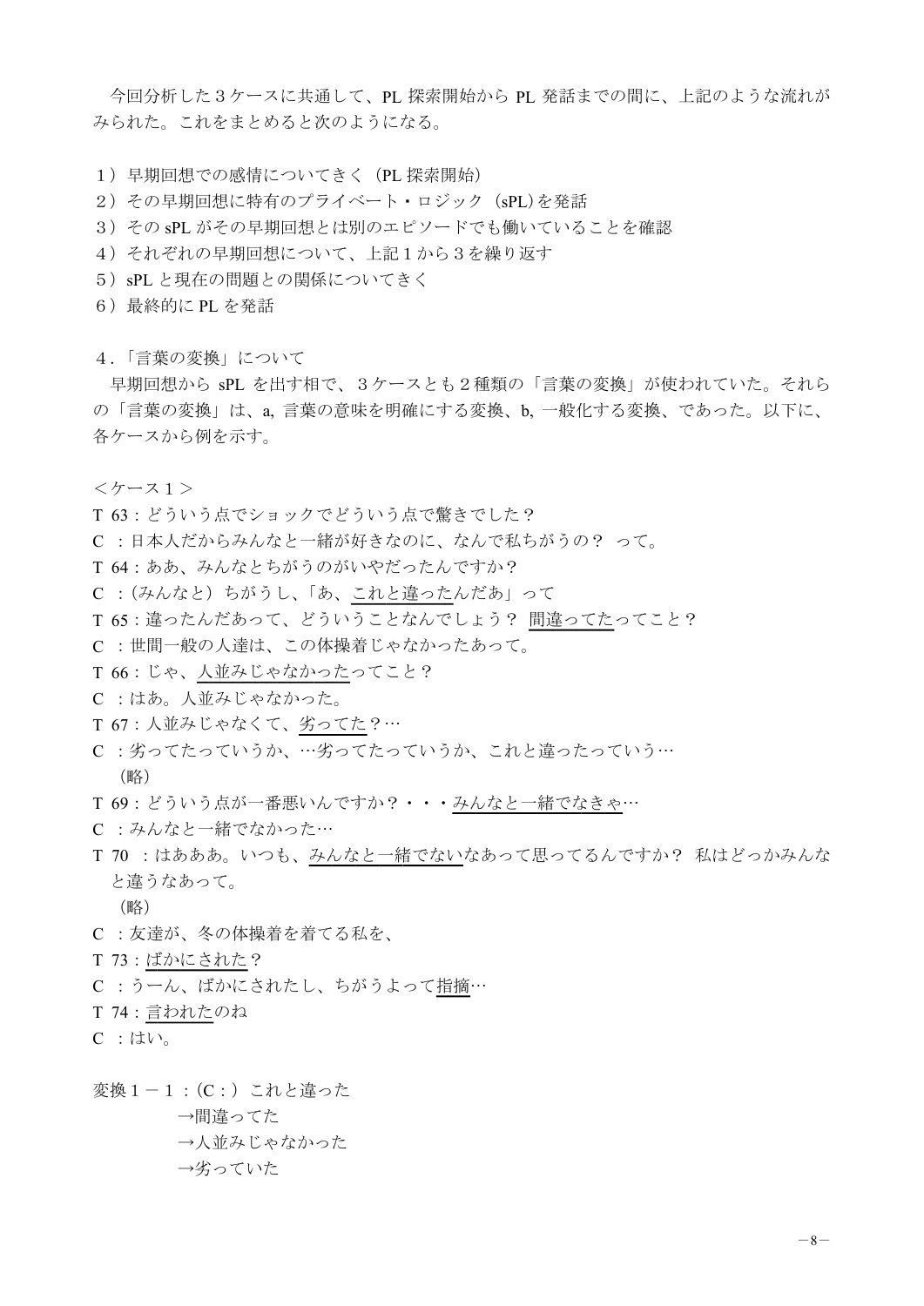今回分析した３ケースに共通して、PL 探索開始から PL 発話までの間に、上記のような流れがみられた。これをまとめると次のようになる。

1）早期回想での感情についてきく（PL 探索開始）
2）その早期回想に特有のプライベート・ロジック（sPL）を発話
3）その sPL がその早期回想とは別のエピソードでも働いていることを確認
4）それぞれの早期回想について、上記１から３を繰り返す
5）sPL と現在の問題との関係についてきく
6）最終的に PL を発話

## 4.「言葉の変換」について

早期回想から sPL を出す相で、３ケースとも２種類の「言葉の変換」が使われていた。それらの「言葉の変換」は、a, 言葉の意味を明確にする変換、b, 一般化する変換、であった。以下に、各ケースから例を示す。

＜ケース１＞

T 63：どういう点でショックでどういう点で驚きでした？
C ：日本人だからみんなと一緒が好きなのに、なんで私ちがうの？ って。
T 64：ああ、みんなとちがうのがいやだったんですか？
C ：（みんなと）ちがうし、「あ、<u>これと違った</u>んだあ」って
T 65：違ったんだあって、どういうことなんでしょう？ <u>間違ってた</u>ってこと？
C ：世間一般の人達は、この体操着じゃなかったあって。
T 66：じゃ、<u>人並みじゃなかった</u>ってこと？
C ：はあ。人並みじゃなかった。
T 67：人並みじゃなくて、<u>劣ってた</u>？…
C ：劣ってたっていうか、…劣ってたっていうか、これと違ったっていう…
（略）
T 69：どういう点が一番悪いんですか？・・・<u>みんなと一緒でなきゃ</u>…
C ：みんなと一緒でなかった…
T 70 ：はあああ。いつも、<u>みんなと一緒でない</u>なあって思ってるんですか？ 私はどっかみんなと違うなあって。
（略）
C ：友達が、冬の体操着を着てる私を、
T 73：<u>ばかにされた</u>？
C ：うーん、ばかにされたし、ちがうよって<u>指摘</u>…
T 74：<u>言われた</u>のね
C ：はい。

変換１－１：（C：） これと違った
→間違ってた
→人並みじゃなかった
→劣っていた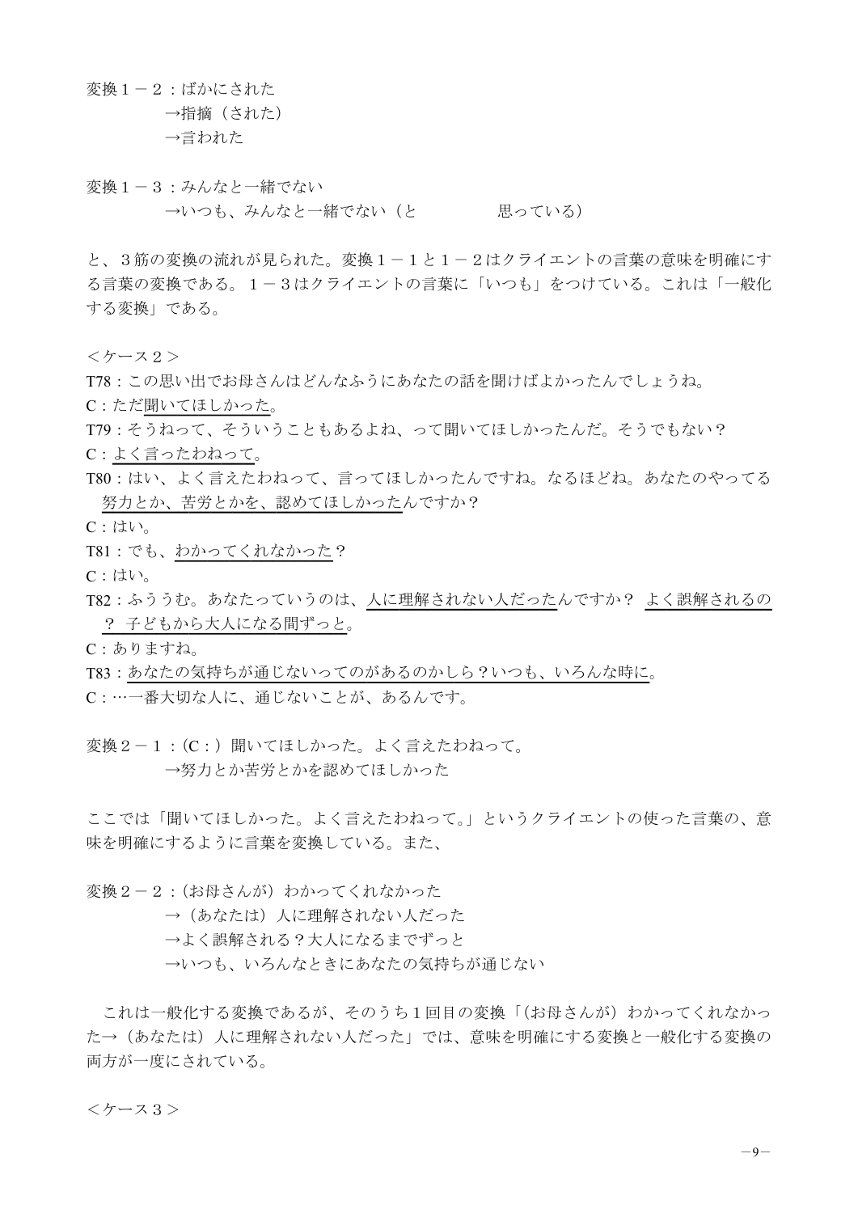変換１－２：ばかにされた
　　　　　→指摘（された）
　　　　　→言われた

変換１－３：みんなと一緒でない
　　　　　→いつも、みんなと一緒でない（と　　　　　思っている）

と、３筋の変換の流れが見られた。変換１－１と１－２はクライエントの言葉の意味を明確にする言葉の変換である。１－３はクライエントの言葉に「いつも」をつけている。これは「一般化する変換」である。

＜ケース２＞

T78：この思い出でお母さんはどんなふうにあなたの話を聞けばよかったんでしょうね。
C：ただ聞いてほしかった。
T79：そうねって、そういうこともあるよね、って聞いてほしかったんだ。そうでもない？
C：よく言ったわねって。
T80：はい、よく言えたわねって、言ってほしかったんですね。なるほどね。あなたのやってる努力とか、苦労とかを、認めてほしかったんですか？
C：はい。
T81：でも、わかってくれなかった？
C：はい。
T82：ふううむ。あなたっていうのは、人に理解されない人だったんですか？ よく誤解されるの？ 子どもから大人になる間ずっと。
C：ありますね。
T83：あなたの気持ちが通じないってのがあるのかしら？いつも、いろんな時に。
C：…一番大切な人に、通じないことが、あるんです。

変換２－１：(C：）聞いてほしかった。よく言えたわねって。
　　　　　→努力とか苦労とかを認めてほしかった

ここでは「聞いてほしかった。よく言えたわねって。」というクライエントの使った言葉の、意味を明確にするように言葉を変換している。また、

変換２－２：(お母さんが）わかってくれなかった
　　　　　→（あなたは）人に理解されない人だった
　　　　　→よく誤解される？大人になるまでずっと
　　　　　→いつも、いろんなときにあなたの気持ちが通じない

　これは一般化する変換であるが、そのうち１回目の変換「(お母さんが）わかってくれなかった→（あなたは）人に理解されない人だった」では、意味を明確にする変換と一般化する変換の両方が一度にされている。

＜ケース３＞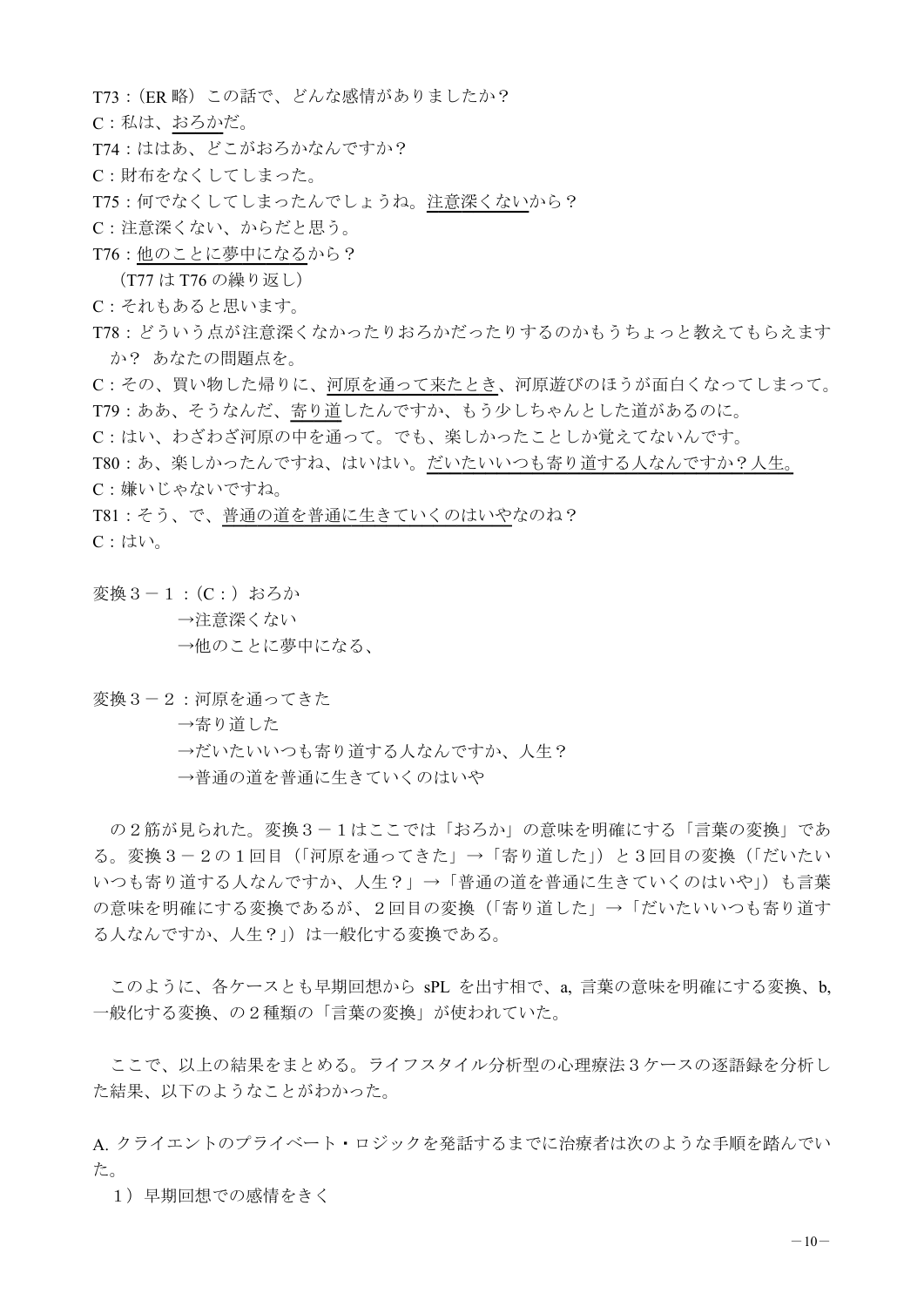T73：（ER 略）この話で、どんな感情がありましたか？

C：私は、おろかだ。

T74：ははあ、どこがおろかなんですか？

C：財布をなくしてしまった。

T75：何でなくしてしまったんでしょうね。注意深くないから？

C：注意深くない、からだと思う。

T76：他のことに夢中になるから？

（T77 は T76 の繰り返し）

C：それもあると思います。

T78：どういう点が注意深くなかったりおろかだったりするのかもうちょっと教えてもらえますか？ あなたの問題点を。

C：その、買い物した帰りに、河原を通って来たとき、河原遊びのほうが面白くなってしまって。

T79：ああ、そうなんだ、寄り道したんですか、もう少しちゃんとした道があるのに。

C：はい、わざわざ河原の中を通って。でも、楽しかったことしか覚えてないんです。

T80：あ、楽しかったんですね、はいはい。だいたいいつも寄り道する人なんですか？人生。

C：嫌いじゃないですね。

T81：そう、で、普通の道を普通に生きていくのはいやなのね？

C：はい。

変換３－１：（C：）おろか
　→注意深くない
　→他のことに夢中になる、

変換３－２：河原を通ってきた
　→寄り道した
　→だいたいいつも寄り道する人なんですか、人生？
　→普通の道を普通に生きていくのはいや

の２筋が見られた。変換３－１はここでは「おろか」の意味を明確にする「言葉の変換」である。変換３－２の１回目（「河原を通ってきた」→「寄り道した」）と３回目の変換（「だいたいいつも寄り道する人なんですか、人生？」→「普通の道を普通に生きていくのはいや」）も言葉の意味を明確にする変換であるが、２回目の変換（「寄り道した」→「だいたいいつも寄り道する人なんですか、人生？」）は一般化する変換である。

このように、各ケースとも早期回想から sPL を出す相で、a, 言葉の意味を明確にする変換、b, 一般化する変換、の２種類の「言葉の変換」が使われていた。

ここで、以上の結果をまとめる。ライフスタイル分析型の心理療法３ケースの逐語録を分析した結果、以下のようなことがわかった。

A. クライエントのプライベート・ロジックを発話するまでに治療者は次のような手順を踏んでいた。

1）早期回想での感情をきく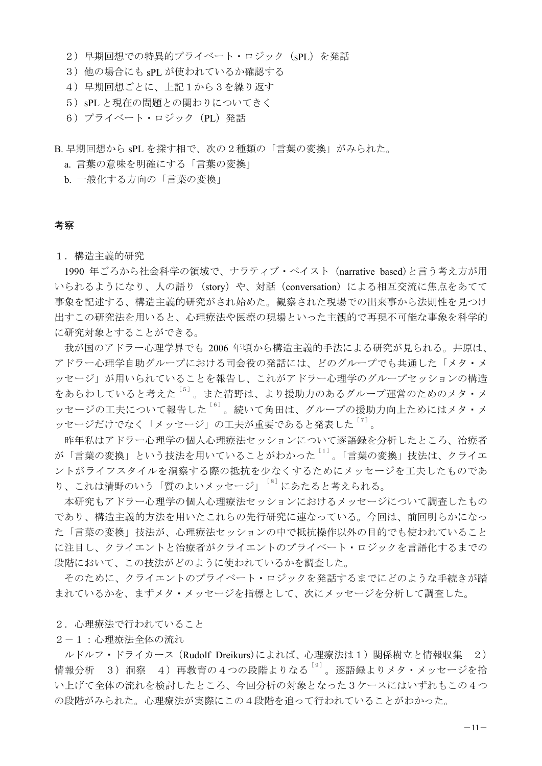２）早期回想での特異的プライベート・ロジック（sPL）を発話
３）他の場合にも sPL が使われているか確認する
４）早期回想ごとに、上記１から３を繰り返す
５）sPL と現在の問題との関わりについてきく
６）プライベート・ロジック（PL）発話

B. 早期回想から sPL を探す相で、次の２種類の「言葉の変換」がみられた。
a. 言葉の意味を明確にする「言葉の変換」
b. 一般化する方向の「言葉の変換」

## 考察

１．構造主義的研究

1990 年ごろから社会科学の領域で、ナラティブ・ベイスト（narrative based）と言う考え方が用いられるようになり、人の語り（story）や、対話（conversation）による相互交流に焦点をあてて事象を記述する、構造主義的研究がされ始めた。観察された現場での出来事から法則性を見つけ出すこの研究法を用いると、心理療法や医療の現場といった主観的で再現不可能な事象を科学的に研究対象とすることができる。

我が国のアドラー心理学界でも 2006 年頃から構造主義的手法による研究が見られる。井原は、アドラー心理学自助グループにおける司会役の発話には、どのグループでも共通した「メタ・メッセージ」が用いられていることを報告し、これがアドラー心理学のグループセッションの構造をあらわしていると考えた[5]。また清野は、より援助力のあるグループ運営のためのメタ・メッセージの工夫について報告した[6]。続いて角田は、グループの援助力向上ためにはメタ・メッセージだけでなく「メッセージ」の工夫が重要であると発表した[7]。

昨年私はアドラー心理学の個人心理療法セッションについて逐語録を分析したところ、治療者が「言葉の変換」という技法を用いていることがわかった[1]。「言葉の変換」技法は、クライエントがライフスタイルを洞察する際の抵抗を少なくするためにメッセージを工夫したものであり、これは清野のいう「質のよいメッセージ」[8]にあたると考えられる。

本研究もアドラー心理学の個人心理療法セッションにおけるメッセージについて調査したものであり、構造主義的方法を用いたこれらの先行研究に連なっている。今回は、前回明らかになった「言葉の変換」技法が、心理療法セッションの中で抵抗操作以外の目的でも使われていることに注目し、クライエントと治療者がクライエントのプライベート・ロジックを言語化するまでの段階において、この技法がどのように使われているかを調査した。

そのために、クライエントのプライベート・ロジックを発話するまでにどのような手続きが踏まれているかを、まずメタ・メッセージを指標として、次にメッセージを分析して調査した。

２．心理療法で行われていること

２－１：心理療法全体の流れ

ルドルフ・ドライカース（Rudolf Dreikurs）によれば、心理療法は１）関係樹立と情報収集　２）情報分析　3）洞察　4）再教育の４つの段階よりなる[9]。逐語録よりメタ・メッセージを拾い上げて全体の流れを検討したところ、今回分析の対象となった３ケースにはいずれもこの４つの段階がみられた。心理療法が実際にこの４段階を追って行われていることがわかった。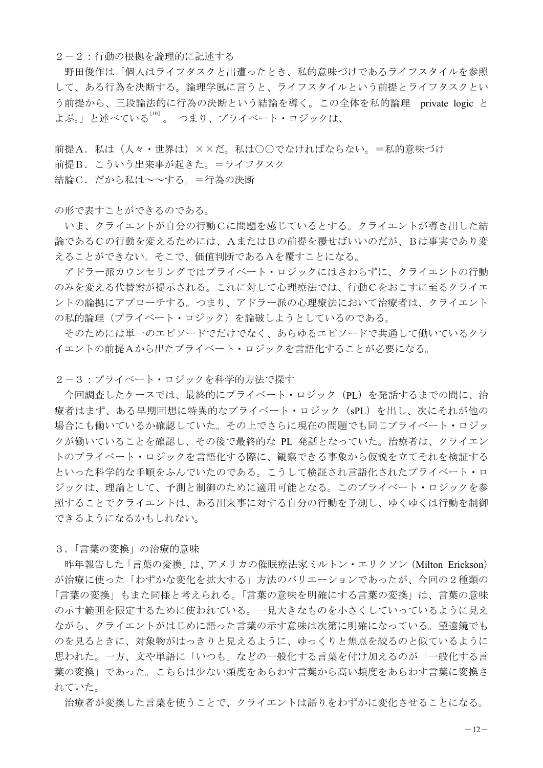## ２－２：行動の根拠を論理的に記述する

野田俊作は「個人はライフタスクと出遭ったとき、私的意味づけであるライフスタイルを参照して、ある行為を決断する。論理学風に言うと、ライフスタイルという前提とライフタスクという前提から、三段論法的に行為の決断という結論を導く。この全体を私的論理　private logic　とよぶ。」と述べている[10]。 つまり、プライベート・ロジックは、

前提Ａ．私は（人々・世界は）××だ。私は○○でなければならない。＝私的意味づけ
前提Ｂ．こういう出来事が起きた。＝ライフタスク
結論Ｃ．だから私は～～する。＝行為の決断

の形で表すことができるのである。

いま、クライエントが自分の行動Ｃに問題を感じているとする。クライエントが導き出した結論であるＣの行動を変えるためには、ＡまたはＢの前提を覆せばいいのだが、Ｂは事実であり変えることができない。そこで、価値判断であるＡを覆すことになる。

アドラー派カウンセリングではプライベート・ロジックにはさわらずに、クライエントの行動のみを変える代替案が提示される。これに対して心理療法では、行動Ｃをおこすに至るクライエントの論拠にアプローチする。つまり、アドラー派の心理療法において治療者は、クライエントの私的論理（プライベート・ロジック）を論破しようとしているのである。

そのためには単一のエピソードでだけでなく、あらゆるエピソードで共通して働いているクライエントの前提Ａから出たプライベート・ロジックを言語化することが必要になる。

## ２－３：プライベート・ロジックを科学的方法で探す

今回調査したケースでは、最終的にプライベート・ロジック（PL）を発話するまでの間に、治療者はまず、ある早期回想に特異的なプライベート・ロジック（sPL）を出し、次にそれが他の場合にも働いているか確認していた。その上でさらに現在の問題でも同じプライベート・ロジックが働いていることを確認し、その後で最終的な PL 発話となっていた。治療者は、クライエントのプライベート・ロジックを言語化する際に、観察できる事象から仮説を立てそれを検証するといった科学的な手順をふんでいたのである。こうして検証され言語化されたプライベート・ロジックは、理論として、予測と制御のために適用可能となる。このプライベート・ロジックを参照することでクライエントは、ある出来事に対する自分の行動を予測し、ゆくゆくは行動を制御できるようになるかもしれない。

## ３．「言葉の変換」の治療的意味

昨年報告した「言葉の変換」は、アメリカの催眠療法家ミルトン・エリクソン（Milton Erickson）が治療に使った「わずかな変化を拡大する」方法のバリエーションであったが、今回の２種類の「言葉の変換」もまた同様と考えられる。「言葉の意味を明確にする言葉の変換」は、言葉の意味の示す範囲を限定するために使われている。一見大きなものを小さくしていっているように見えながら、クライエントがはじめに語った言葉の示す意味は次第に明確になっている。望遠鏡でものを見るときに、対象物がはっきりと見えるように、ゆっくりと焦点を絞るのと似ているように思われた。一方、文や単語に「いつも」などの一般化する言葉を付け加えるのが「一般化する言葉の変換」であった。こちらは少ない頻度をあらわす言葉から高い頻度をあらわす言葉に変換されていた。

治療者が変換した言葉を使うことで、クライエントは語りをわずかに変化させることになる。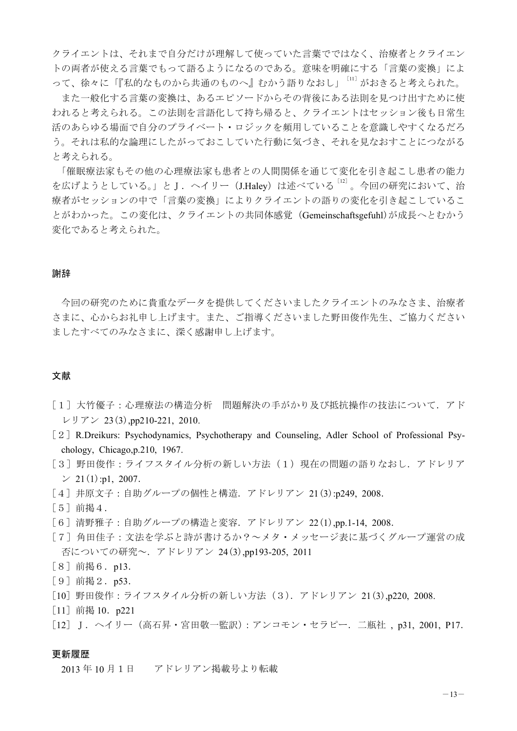クライエントは、それまで自分だけが理解して使っていた言葉でではなく、治療者とクライエントの両者が使える言葉でもって語るようになるのである。意味を明確にする「言葉の変換」によって、徐々に「『私的なものから共通のものへ』むかう語りなおし」[11]がおきると考えられた。

また一般化する言葉の変換は、あるエピソードからその背後にある法則を見つけ出すために使われると考えられる。この法則を言語化して持ち帰ると、クライエントはセッション後も日常生活のあらゆる場面で自分のプライベート・ロジックを頻用していることを意識しやすくなるだろう。それは私的な論理にしたがっておこしていた行動に気づき、それを見なおすことにつながると考えられる。

「催眠療法家もその他の心理療法家も患者との人間関係を通じて変化を引き起こし患者の能力を広げようとしている。」とＪ．ヘイリー（J.Haley）は述べている[12]。今回の研究において、治療者がセッションの中で「言葉の変換」によりクライエントの語りの変化を引き起こしていることがわかった。この変化は、クライエントの共同体感覚（Gemeinschaftsgefuhl）が成長へとむかう変化であると考えられた。

## 謝辞

今回の研究のために貴重なデータを提供してくださいましたクライエントのみなさま、治療者さまに、心からお礼申し上げます。また、ご指導くださいました野田俊作先生、ご協力くださいましたすべてのみなさまに、深く感謝申し上げます。

## 文献

［１］大竹優子：心理療法の構造分析　問題解決の手がかり及び抵抗操作の技法について．アドレリアン 23(3),pp210-221, 2010.

［２］R.Dreikurs: Psychodynamics, Psychotherapy and Counseling, Adler School of Professional Psychology, Chicago,p.210, 1967.

［３］野田俊作：ライフスタイル分析の新しい方法（１）現在の問題の語りなおし．アドレリアン 21(1):p1, 2007.

［４］井原文子：自助グループの個性と構造．アドレリアン 21(3):p249, 2008.

［５］前掲４.

［６］清野雅子：自助グループの構造と変容．アドレリアン 22(1),pp.1-14, 2008.

［７］角田佳子：文法を学ぶと詩が書けるか？～メタ・メッセージ表に基づくグループ運営の成否についての研究～．アドレリアン 24(3),pp193-205, 2011

［８］前掲６．p13.

［９］前掲２．p53.

［10］野田俊作：ライフスタイル分析の新しい方法（３）．アドレリアン 21(3),p220, 2008.

［11］前掲 10．p221

［12］Ｊ．ヘイリー（高石昇・宮田敬一監訳）：アンコモン・セラピー．二瓶社 , p31, 2001, P17.

## 更新履歴

2013 年 10 月 1 日　　アドレリアン掲載号より転載